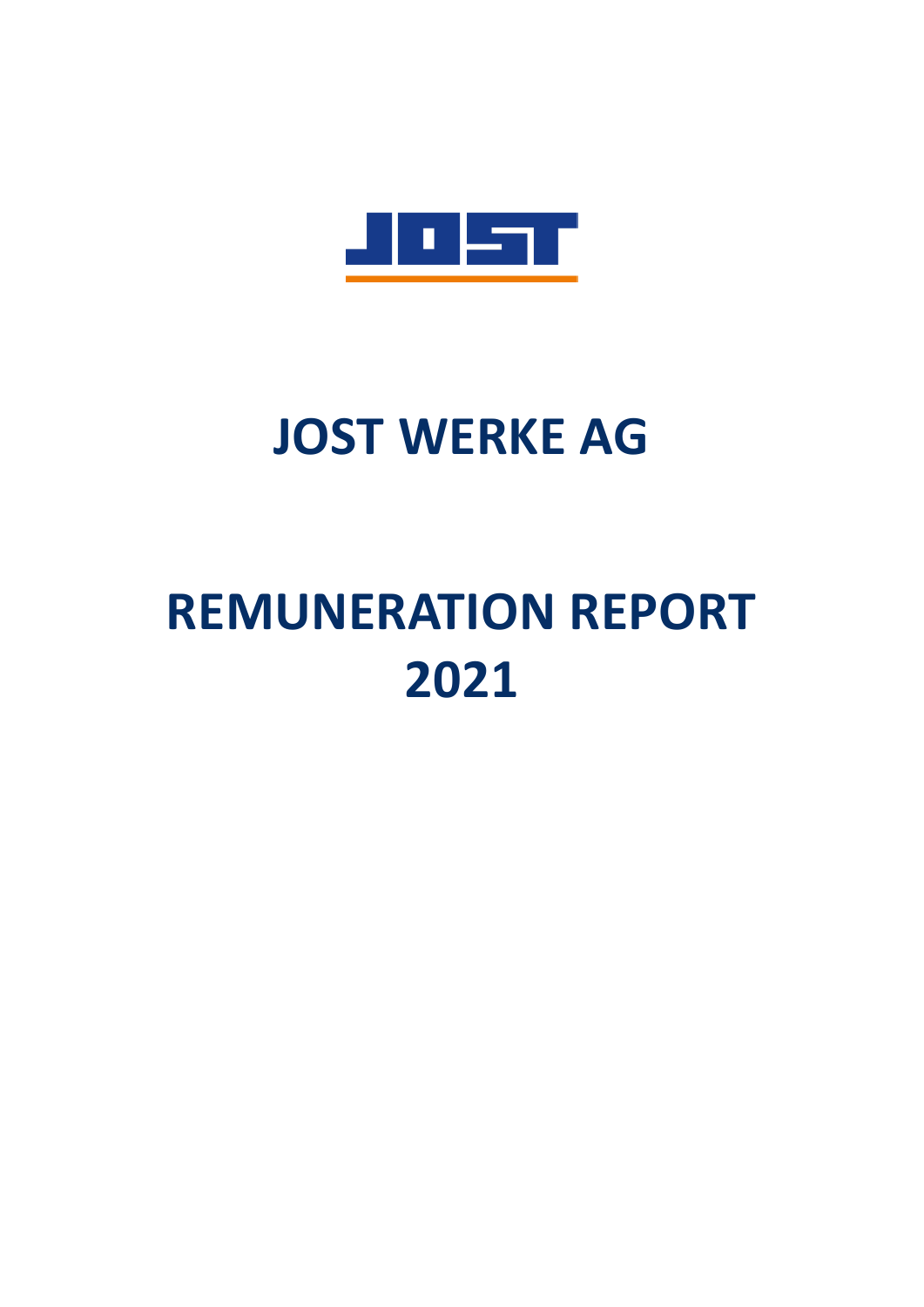# JOST WERKE AG

# REMUNERATION REPORT 2021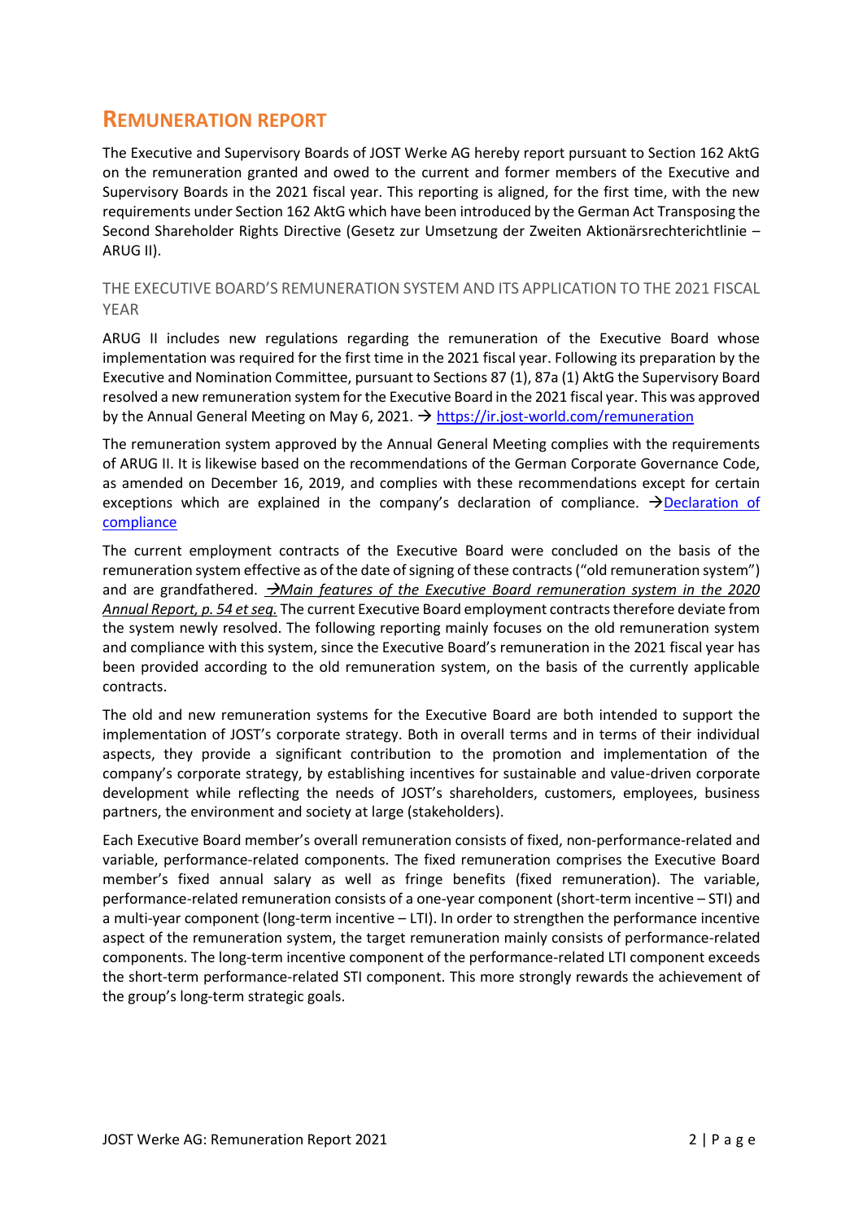# REMUNERATION REPORT

The Executive and Supervisory Boards of JOST Werke AG hereby report pursuant to Section 162 AktG on the remuneration granted and owed to the current and former members of the Executive and Supervisory Boards in the 2021 fiscal year. This reporting is aligned, for the first time, with the new requirements under Section 162 AktG which have been introduced by the German Act Transposing the Second Shareholder Rights Directive (Gesetz zur Umsetzung der Zweiten Aktionärsrechterichtlinie – ARUG II).

## THE EXECUTIVE BOARD'S REMUNERATION SYSTEM AND ITS APPLICATION TO THE 2021 FISCAL YEAR

ARUG II includes new regulations regarding the remuneration of the Executive Board whose implementation was required for the first time in the 2021 fiscal year. Following its preparation by the Executive and Nomination Committee, pursuant to Sections 87 (1), 87a (1) AktG the Supervisory Board resolved a new remuneration system for the Executive Board in the 2021 fiscal year. This was approved by the Annual General Meeting on May 6, 2021. → https://ir.jost-world.com/remuneration

The remuneration system approved by the Annual General Meeting complies with the requirements of ARUG II. It is likewise based on the recommendations of the German Corporate Governance Code, as amended on December 16, 2019, and complies with these recommendations except for certain exceptions which are explained in the company's declaration of compliance. →Declaration of compliance

The current employment contracts of the Executive Board were concluded on the basis of the remuneration system effective as of the date of signing of these contracts ("old remuneration system") and are grandfathered. *→Main features of the Executive Board remuneration system in the 2020 Annual Report, p. 54 et seq.* The current Executive Board employment contracts therefore deviate from the system newly resolved. The following reporting mainly focuses on the old remuneration system and compliance with this system, since the Executive Board's remuneration in the 2021 fiscal year has been provided according to the old remuneration system, on the basis of the currently applicable contracts.

The old and new remuneration systems for the Executive Board are both intended to support the implementation of JOST's corporate strategy. Both in overall terms and in terms of their individual aspects, they provide a significant contribution to the promotion and implementation of the company's corporate strategy, by establishing incentives for sustainable and value-driven corporate development while reflecting the needs of JOST's shareholders, customers, employees, business partners, the environment and society at large (stakeholders).

Each Executive Board member's overall remuneration consists of fixed, non-performance-related and variable, performance-related components. The fixed remuneration comprises the Executive Board member's fixed annual salary as well as fringe benefits (fixed remuneration). The variable, performance-related remuneration consists of a one-year component (short-term incentive – STI) and a multi-year component (long-term incentive – LTI). In order to strengthen the performance incentive aspect of the remuneration system, the target remuneration mainly consists of performance-related components. The long-term incentive component of the performance-related LTI component exceeds the short-term performance-related STI component. This more strongly rewards the achievement of the group's long-term strategic goals.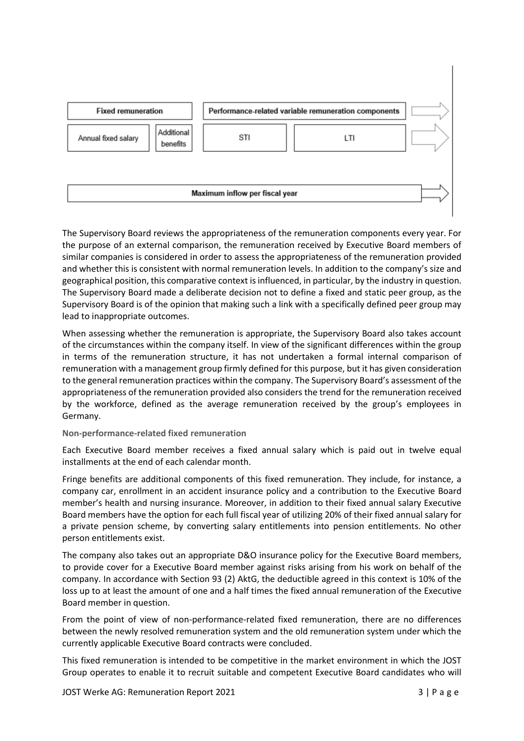| Fixed remuneration | | Performance-related variable remuneration components | |
|---|---|---|---|
| Annual fixed salary | Additional benefits | STI | LTI |
| Maximum inflow per fiscal year | | | |

The Supervisory Board reviews the appropriateness of the remuneration components every year. For the purpose of an external comparison, the remuneration received by Executive Board members of similar companies is considered in order to assess the appropriateness of the remuneration provided and whether this is consistent with normal remuneration levels. In addition to the company's size and geographical position, this comparative context is influenced, in particular, by the industry in question. The Supervisory Board made a deliberate decision not to define a fixed and static peer group, as the Supervisory Board is of the opinion that making such a link with a specifically defined peer group may lead to inappropriate outcomes.

When assessing whether the remuneration is appropriate, the Supervisory Board also takes account of the circumstances within the company itself. In view of the significant differences within the group in terms of the remuneration structure, it has not undertaken a formal internal comparison of remuneration with a management group firmly defined for this purpose, but it has given consideration to the general remuneration practices within the company. The Supervisory Board's assessment of the appropriateness of the remuneration provided also considers the trend for the remuneration received by the workforce, defined as the average remuneration received by the group's employees in Germany.

**Non-performance-related fixed remuneration**

Each Executive Board member receives a fixed annual salary which is paid out in twelve equal installments at the end of each calendar month.

Fringe benefits are additional components of this fixed remuneration. They include, for instance, a company car, enrollment in an accident insurance policy and a contribution to the Executive Board member's health and nursing insurance. Moreover, in addition to their fixed annual salary Executive Board members have the option for each full fiscal year of utilizing 20% of their fixed annual salary for a private pension scheme, by converting salary entitlements into pension entitlements. No other person entitlements exist.

The company also takes out an appropriate D&O insurance policy for the Executive Board members, to provide cover for a Executive Board member against risks arising from his work on behalf of the company. In accordance with Section 93 (2) AktG, the deductible agreed in this context is 10% of the loss up to at least the amount of one and a half times the fixed annual remuneration of the Executive Board member in question.

From the point of view of non-performance-related fixed remuneration, there are no differences between the newly resolved remuneration system and the old remuneration system under which the currently applicable Executive Board contracts were concluded.

This fixed remuneration is intended to be competitive in the market environment in which the JOST Group operates to enable it to recruit suitable and competent Executive Board candidates who will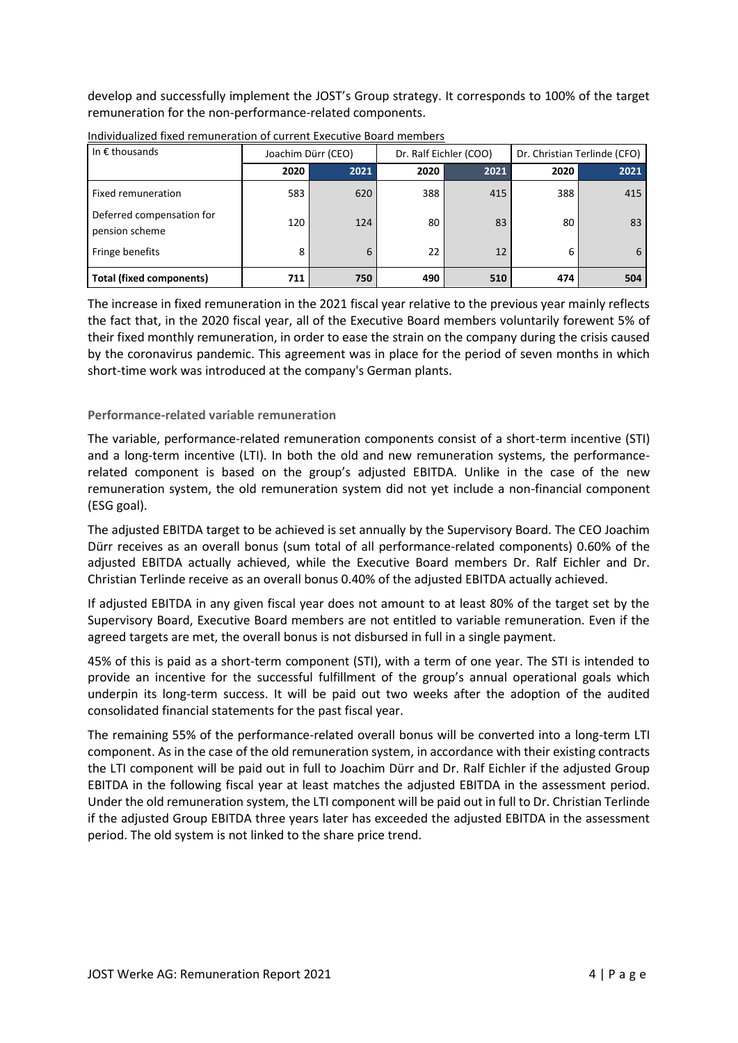develop and successfully implement the JOST's Group strategy. It corresponds to 100% of the target remuneration for the non-performance-related components.

Individualized fixed remuneration of current Executive Board members

| In € thousands | Joachim Dürr (CEO) | | Dr. Ralf Eichler (COO) | | Dr. Christian Terlinde (CFO) | |
|---|---|---|---|---|---|---|
| | **2020** | **2021** | **2020** | **2021** | **2020** | **2021** |
| Fixed remuneration | 583 | 620 | 388 | 415 | 388 | 415 |
| Deferred compensation for pension scheme | 120 | 124 | 80 | 83 | 80 | 83 |
| Fringe benefits | 8 | 6 | 22 | 12 | 6 | 6 |
| **Total (fixed components)** | **711** | **750** | **490** | **510** | **474** | **504** |

The increase in fixed remuneration in the 2021 fiscal year relative to the previous year mainly reflects the fact that, in the 2020 fiscal year, all of the Executive Board members voluntarily forewent 5% of their fixed monthly remuneration, in order to ease the strain on the company during the crisis caused by the coronavirus pandemic. This agreement was in place for the period of seven months in which short-time work was introduced at the company's German plants.

### Performance-related variable remuneration

The variable, performance-related remuneration components consist of a short-term incentive (STI) and a long-term incentive (LTI). In both the old and new remuneration systems, the performance-related component is based on the group's adjusted EBITDA. Unlike in the case of the new remuneration system, the old remuneration system did not yet include a non-financial component (ESG goal).

The adjusted EBITDA target to be achieved is set annually by the Supervisory Board. The CEO Joachim Dürr receives as an overall bonus (sum total of all performance-related components) 0.60% of the adjusted EBITDA actually achieved, while the Executive Board members Dr. Ralf Eichler and Dr. Christian Terlinde receive as an overall bonus 0.40% of the adjusted EBITDA actually achieved.

If adjusted EBITDA in any given fiscal year does not amount to at least 80% of the target set by the Supervisory Board, Executive Board members are not entitled to variable remuneration. Even if the agreed targets are met, the overall bonus is not disbursed in full in a single payment.

45% of this is paid as a short-term component (STI), with a term of one year. The STI is intended to provide an incentive for the successful fulfillment of the group's annual operational goals which underpin its long-term success. It will be paid out two weeks after the adoption of the audited consolidated financial statements for the past fiscal year.

The remaining 55% of the performance-related overall bonus will be converted into a long-term LTI component. As in the case of the old remuneration system, in accordance with their existing contracts the LTI component will be paid out in full to Joachim Dürr and Dr. Ralf Eichler if the adjusted Group EBITDA in the following fiscal year at least matches the adjusted EBITDA in the assessment period. Under the old remuneration system, the LTI component will be paid out in full to Dr. Christian Terlinde if the adjusted Group EBITDA three years later has exceeded the adjusted EBITDA in the assessment period. The old system is not linked to the share price trend.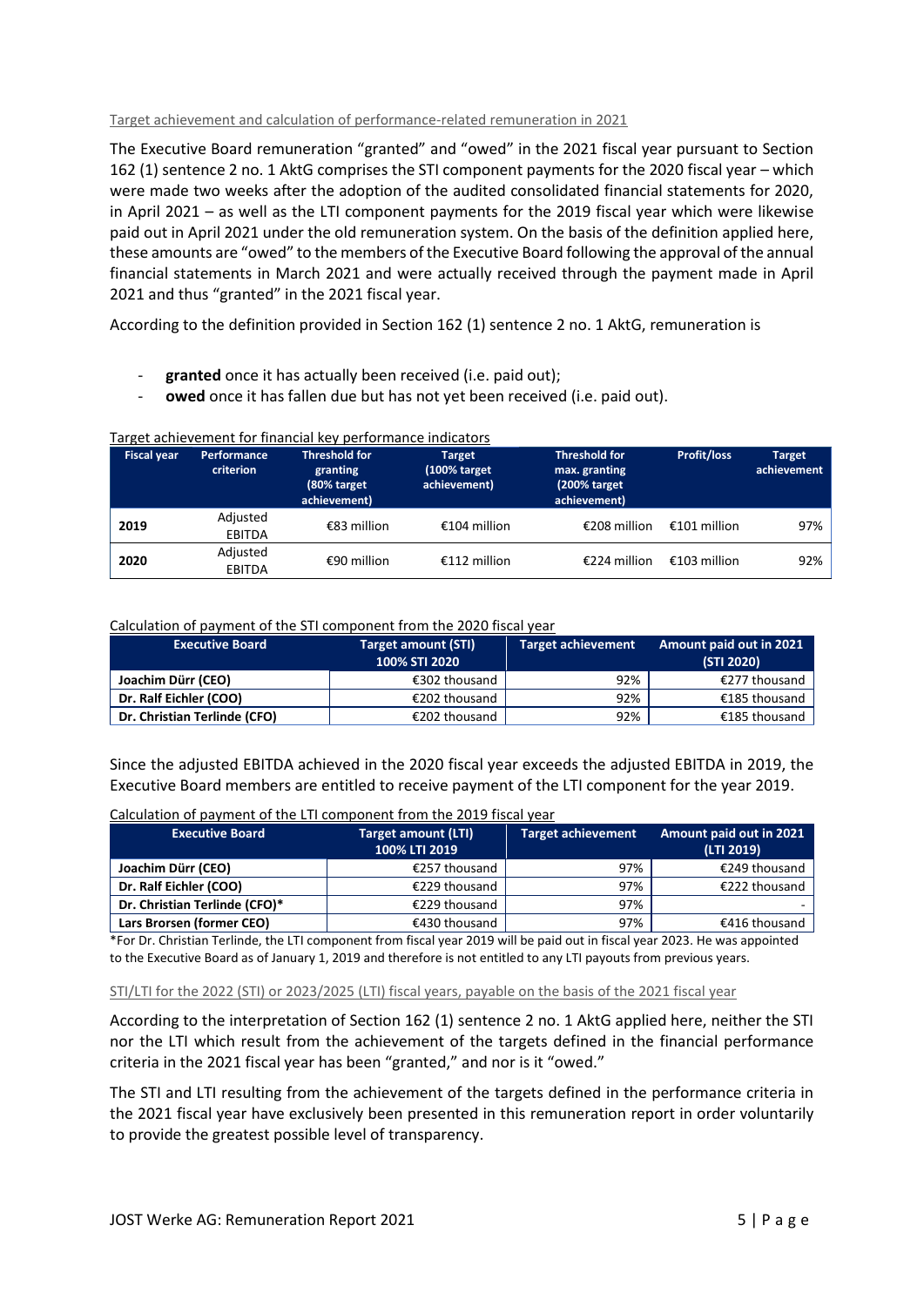Target achievement and calculation of performance-related remuneration in 2021

The Executive Board remuneration "granted" and "owed" in the 2021 fiscal year pursuant to Section 162 (1) sentence 2 no. 1 AktG comprises the STI component payments for the 2020 fiscal year – which were made two weeks after the adoption of the audited consolidated financial statements for 2020, in April 2021 – as well as the LTI component payments for the 2019 fiscal year which were likewise paid out in April 2021 under the old remuneration system. On the basis of the definition applied here, these amounts are "owed" to the members of the Executive Board following the approval of the annual financial statements in March 2021 and were actually received through the payment made in April 2021 and thus "granted" in the 2021 fiscal year.

According to the definition provided in Section 162 (1) sentence 2 no. 1 AktG, remuneration is

- **granted** once it has actually been received (i.e. paid out);
- **owed** once it has fallen due but has not yet been received (i.e. paid out).

Target achievement for financial key performance indicators

| Fiscal year | Performance criterion | Threshold for granting (80% target achievement) | Target (100% target achievement) | Threshold for max. granting (200% target achievement) | Profit/loss | Target achievement |
|---|---|---|---|---|---|---|
| **2019** | Adjusted EBITDA | €83 million | €104 million | €208 million | €101 million | 97% |
| **2020** | Adjusted EBITDA | €90 million | €112 million | €224 million | €103 million | 92% |

Calculation of payment of the STI component from the 2020 fiscal year

| Executive Board | Target amount (STI) 100% STI 2020 | Target achievement | Amount paid out in 2021 (STI 2020) |
|---|---|---|---|
| **Joachim Dürr (CEO)** | €302 thousand | 92% | €277 thousand |
| **Dr. Ralf Eichler (COO)** | €202 thousand | 92% | €185 thousand |
| **Dr. Christian Terlinde (CFO)** | €202 thousand | 92% | €185 thousand |

Since the adjusted EBITDA achieved in the 2020 fiscal year exceeds the adjusted EBITDA in 2019, the Executive Board members are entitled to receive payment of the LTI component for the year 2019.

Calculation of payment of the LTI component from the 2019 fiscal year

| Executive Board | Target amount (LTI) 100% LTI 2019 | Target achievement | Amount paid out in 2021 (LTI 2019) |
|---|---|---|---|
| **Joachim Dürr (CEO)** | €257 thousand | 97% | €249 thousand |
| **Dr. Ralf Eichler (COO)** | €229 thousand | 97% | €222 thousand |
| **Dr. Christian Terlinde (CFO)*** | €229 thousand | 97% | - |
| **Lars Brorsen (former CEO)** | €430 thousand | 97% | €416 thousand |

*For Dr. Christian Terlinde, the LTI component from fiscal year 2019 will be paid out in fiscal year 2023. He was appointed to the Executive Board as of January 1, 2019 and therefore is not entitled to any LTI payouts from previous years.

STI/LTI for the 2022 (STI) or 2023/2025 (LTI) fiscal years, payable on the basis of the 2021 fiscal year

According to the interpretation of Section 162 (1) sentence 2 no. 1 AktG applied here, neither the STI nor the LTI which result from the achievement of the targets defined in the financial performance criteria in the 2021 fiscal year has been "granted," and nor is it "owed."

The STI and LTI resulting from the achievement of the targets defined in the performance criteria in the 2021 fiscal year have exclusively been presented in this remuneration report in order voluntarily to provide the greatest possible level of transparency.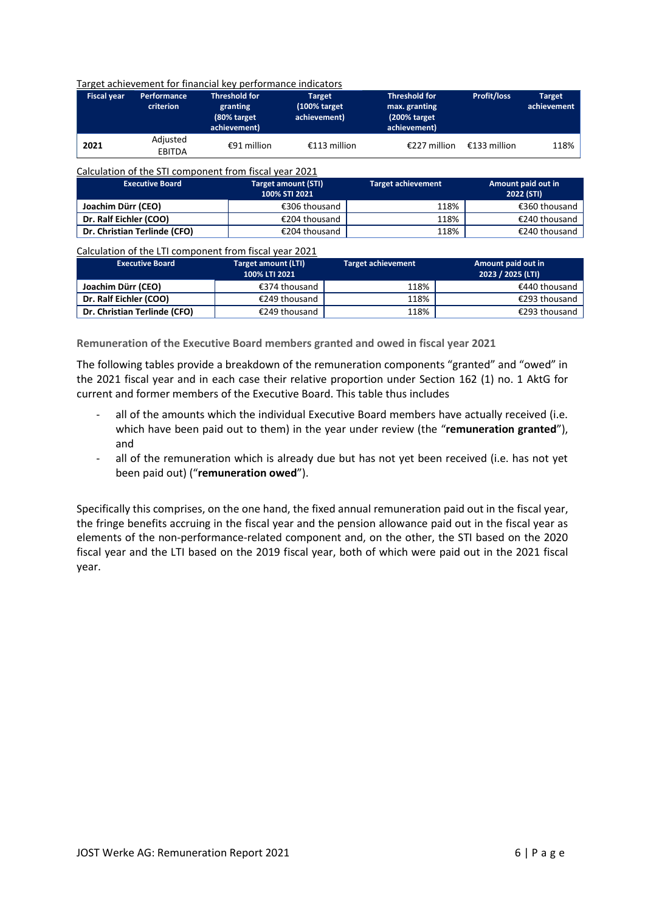Target achievement for financial key performance indicators

| Fiscal year | Performance criterion | Threshold for granting (80% target achievement) | Target (100% target achievement) | Threshold for max. granting (200% target achievement) | Profit/loss | Target achievement |
|---|---|---|---|---|---|---|
| **2021** | Adjusted EBITDA | €91 million | €113 million | €227 million | €133 million | 118% |

Calculation of the STI component from fiscal year 2021

| Executive Board | Target amount (STI) 100% STI 2021 | Target achievement | Amount paid out in 2022 (STI) |
|---|---|---|---|
| **Joachim Dürr (CEO)** | €306 thousand | 118% | €360 thousand |
| **Dr. Ralf Eichler (COO)** | €204 thousand | 118% | €240 thousand |
| **Dr. Christian Terlinde (CFO)** | €204 thousand | 118% | €240 thousand |

Calculation of the LTI component from fiscal year 2021

| Executive Board | Target amount (LTI) 100% LTI 2021 | Target achievement | Amount paid out in 2023 / 2025 (LTI) |
|---|---|---|---|
| **Joachim Dürr (CEO)** | €374 thousand | 118% | €440 thousand |
| **Dr. Ralf Eichler (COO)** | €249 thousand | 118% | €293 thousand |
| **Dr. Christian Terlinde (CFO)** | €249 thousand | 118% | €293 thousand |

### Remuneration of the Executive Board members granted and owed in fiscal year 2021

The following tables provide a breakdown of the remuneration components "granted" and "owed" in the 2021 fiscal year and in each case their relative proportion under Section 162 (1) no. 1 AktG for current and former members of the Executive Board. This table thus includes

- all of the amounts which the individual Executive Board members have actually received (i.e. which have been paid out to them) in the year under review (the "**remuneration granted**"), and
- all of the remuneration which is already due but has not yet been received (i.e. has not yet been paid out) ("**remuneration owed**").

Specifically this comprises, on the one hand, the fixed annual remuneration paid out in the fiscal year, the fringe benefits accruing in the fiscal year and the pension allowance paid out in the fiscal year as elements of the non-performance-related component and, on the other, the STI based on the 2020 fiscal year and the LTI based on the 2019 fiscal year, both of which were paid out in the 2021 fiscal year.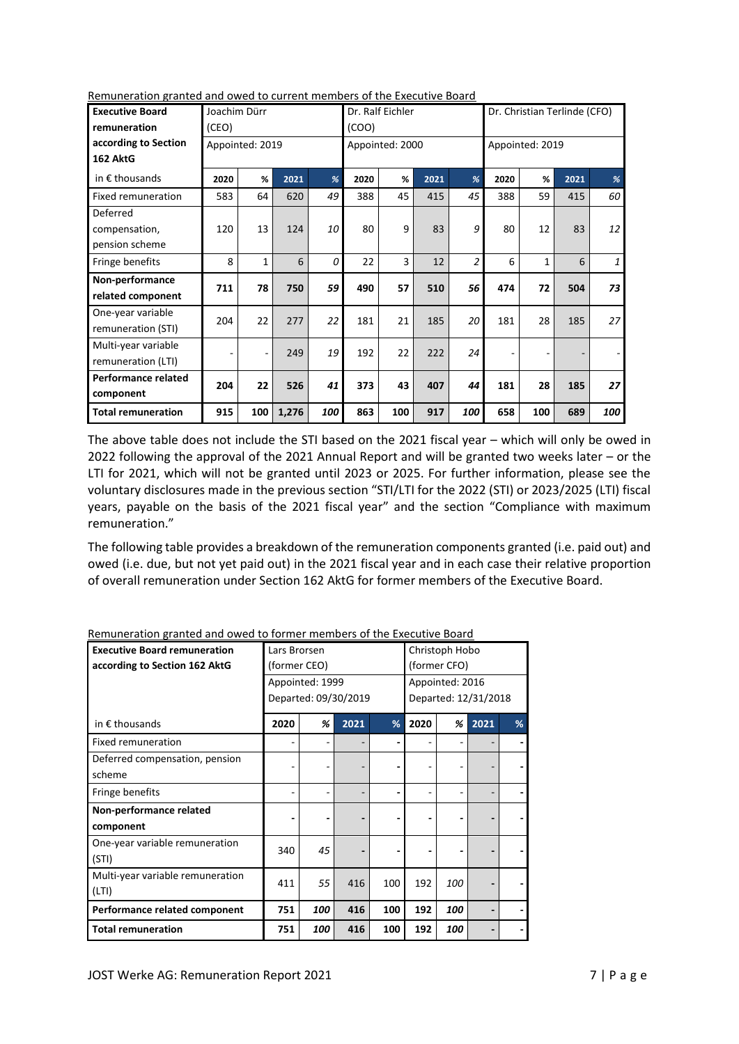Remuneration granted and owed to current members of the Executive Board

| **Executive Board remuneration according to Section 162 AktG** | Joachim Dürr (CEO) Appointed: 2019 | | | | Dr. Ralf Eichler (COO) Appointed: 2000 | | | | Dr. Christian Terlinde (CFO) Appointed: 2019 | | | |
|---|---|---|---|---|---|---|---|---|---|---|---|---|
| in € thousands | **2020** | **%** | **2021** | ***%*** | **2020** | **%** | **2021** | ***%*** | **2020** | **%** | **2021** | ***%*** |
| Fixed remuneration | 583 | 64 | 620 | *49* | 388 | 45 | 415 | *45* | 388 | 59 | 415 | *60* |
| Deferred compensation, pension scheme | 120 | 13 | 124 | *10* | 80 | 9 | 83 | *9* | 80 | 12 | 83 | *12* |
| Fringe benefits | 8 | 1 | 6 | *0* | 22 | 3 | 12 | *2* | 6 | 1 | 6 | *1* |
| **Non-performance related component** | **711** | **78** | **750** | ***59*** | **490** | **57** | **510** | ***56*** | **474** | **72** | **504** | ***73*** |
| One-year variable remuneration (STI) | 204 | 22 | 277 | *22* | 181 | 21 | 185 | *20* | 181 | 28 | 185 | *27* |
| Multi-year variable remuneration (LTI) | - | - | 249 | *19* | 192 | 22 | 222 | *24* | - | - | - | - |
| **Performance related component** | **204** | **22** | **526** | ***41*** | **373** | **43** | **407** | ***44*** | **181** | **28** | **185** | ***27*** |
| **Total remuneration** | **915** | **100** | **1,276** | ***100*** | **863** | **100** | **917** | ***100*** | **658** | **100** | **689** | ***100*** |

The above table does not include the STI based on the 2021 fiscal year – which will only be owed in 2022 following the approval of the 2021 Annual Report and will be granted two weeks later – or the LTI for 2021, which will not be granted until 2023 or 2025. For further information, please see the voluntary disclosures made in the previous section "STI/LTI for the 2022 (STI) or 2023/2025 (LTI) fiscal years, payable on the basis of the 2021 fiscal year" and the section "Compliance with maximum remuneration."

The following table provides a breakdown of the remuneration components granted (i.e. paid out) and owed (i.e. due, but not yet paid out) in the 2021 fiscal year and in each case their relative proportion of overall remuneration under Section 162 AktG for former members of the Executive Board.

Remuneration granted and owed to former members of the Executive Board

| **Executive Board remuneration according to Section 162 AktG** | Lars Brorsen (former CEO) Appointed: 1999 Departed: 09/30/2019 | | | | Christoph Hobo (former CFO) Appointed: 2016 Departed: 12/31/2018 | | | |
|---|---|---|---|---|---|---|---|---|
| in € thousands | **2020** | ***%*** | **2021** | **%** | **2020** | ***%*** | **2021** | **%** |
| Fixed remuneration | - | - | - | - | - | - | - | - |
| Deferred compensation, pension scheme | - | - | - | - | - | - | - | - |
| Fringe benefits | - | - | - | - | - | - | - | - |
| **Non-performance related component** | **-** | **-** | **-** | **-** | **-** | **-** | **-** | **-** |
| One-year variable remuneration (STI) | 340 | *45* | - | - | - | - | - | - |
| Multi-year variable remuneration (LTI) | 411 | *55* | 416 | 100 | 192 | *100* | - | - |
| **Performance related component** | **751** | ***100*** | **416** | **100** | **192** | ***100*** | **-** | **-** |
| **Total remuneration** | **751** | ***100*** | **416** | **100** | **192** | ***100*** | **-** | **-** |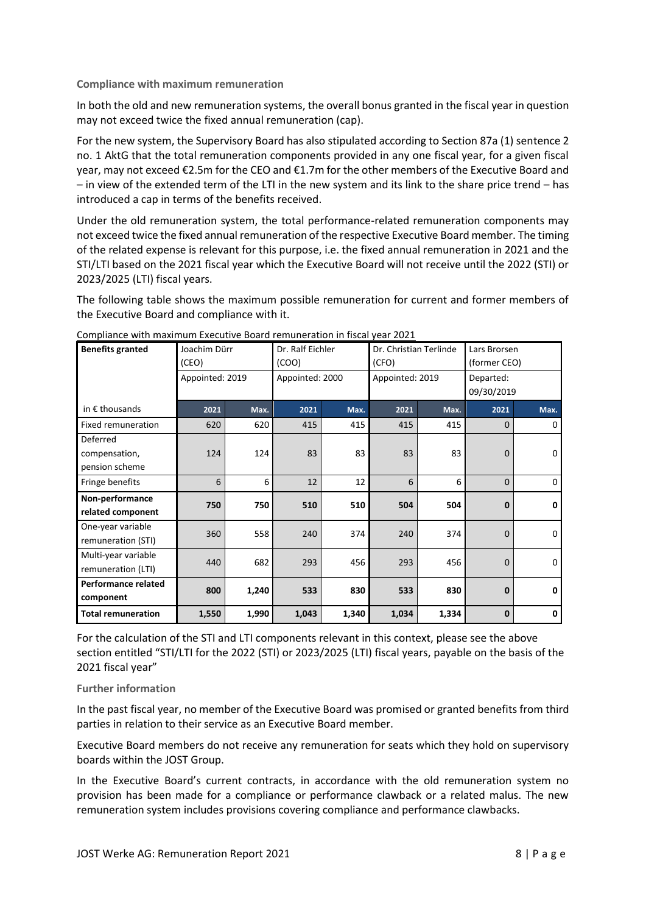### Compliance with maximum remuneration

In both the old and new remuneration systems, the overall bonus granted in the fiscal year in question may not exceed twice the fixed annual remuneration (cap).

For the new system, the Supervisory Board has also stipulated according to Section 87a (1) sentence 2 no. 1 AktG that the total remuneration components provided in any one fiscal year, for a given fiscal year, may not exceed €2.5m for the CEO and €1.7m for the other members of the Executive Board and – in view of the extended term of the LTI in the new system and its link to the share price trend – has introduced a cap in terms of the benefits received.

Under the old remuneration system, the total performance-related remuneration components may not exceed twice the fixed annual remuneration of the respective Executive Board member. The timing of the related expense is relevant for this purpose, i.e. the fixed annual remuneration in 2021 and the STI/LTI based on the 2021 fiscal year which the Executive Board will not receive until the 2022 (STI) or 2023/2025 (LTI) fiscal years.

The following table shows the maximum possible remuneration for current and former members of the Executive Board and compliance with it.

Compliance with maximum Executive Board remuneration in fiscal year 2021

| **Benefits granted** | Joachim Dürr (CEO) | | Dr. Ralf Eichler (COO) | | Dr. Christian Terlinde (CFO) | | Lars Brorsen (former CEO) | |
|---|---|---|---|---|---|---|---|---|
| | Appointed: 2019 | | Appointed: 2000 | | Appointed: 2019 | | Departed: 09/30/2019 | |
| in € thousands | 2021 | Max. | 2021 | Max. | 2021 | Max. | 2021 | Max. |
| Fixed remuneration | 620 | 620 | 415 | 415 | 415 | 415 | 0 | 0 |
| Deferred compensation, pension scheme | 124 | 124 | 83 | 83 | 83 | 83 | 0 | 0 |
| Fringe benefits | 6 | 6 | 12 | 12 | 6 | 6 | 0 | 0 |
| **Non-performance related component** | **750** | **750** | **510** | **510** | **504** | **504** | **0** | **0** |
| One-year variable remuneration (STI) | 360 | 558 | 240 | 374 | 240 | 374 | 0 | 0 |
| Multi-year variable remuneration (LTI) | 440 | 682 | 293 | 456 | 293 | 456 | 0 | 0 |
| **Performance related component** | **800** | **1,240** | **533** | **830** | **533** | **830** | **0** | **0** |
| **Total remuneration** | **1,550** | **1,990** | **1,043** | **1,340** | **1,034** | **1,334** | **0** | **0** |

For the calculation of the STI and LTI components relevant in this context, please see the above section entitled "STI/LTI for the 2022 (STI) or 2023/2025 (LTI) fiscal years, payable on the basis of the 2021 fiscal year"

### Further information

In the past fiscal year, no member of the Executive Board was promised or granted benefits from third parties in relation to their service as an Executive Board member.

Executive Board members do not receive any remuneration for seats which they hold on supervisory boards within the JOST Group.

In the Executive Board's current contracts, in accordance with the old remuneration system no provision has been made for a compliance or performance clawback or a related malus. The new remuneration system includes provisions covering compliance and performance clawbacks.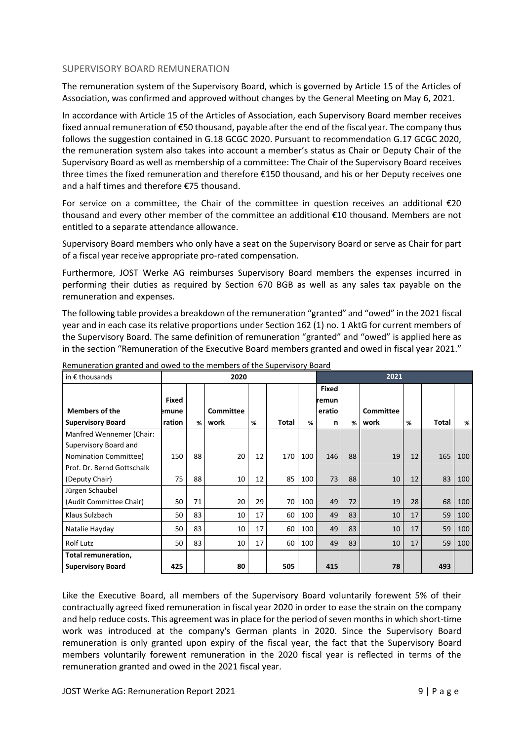## SUPERVISORY BOARD REMUNERATION

The remuneration system of the Supervisory Board, which is governed by Article 15 of the Articles of Association, was confirmed and approved without changes by the General Meeting on May 6, 2021.

In accordance with Article 15 of the Articles of Association, each Supervisory Board member receives fixed annual remuneration of €50 thousand, payable after the end of the fiscal year. The company thus follows the suggestion contained in G.18 GCGC 2020. Pursuant to recommendation G.17 GCGC 2020, the remuneration system also takes into account a member's status as Chair or Deputy Chair of the Supervisory Board as well as membership of a committee: The Chair of the Supervisory Board receives three times the fixed remuneration and therefore €150 thousand, and his or her Deputy receives one and a half times and therefore €75 thousand.

For service on a committee, the Chair of the committee in question receives an additional €20 thousand and every other member of the committee an additional €10 thousand. Members are not entitled to a separate attendance allowance.

Supervisory Board members who only have a seat on the Supervisory Board or serve as Chair for part of a fiscal year receive appropriate pro-rated compensation.

Furthermore, JOST Werke AG reimburses Supervisory Board members the expenses incurred in performing their duties as required by Section 670 BGB as well as any sales tax payable on the remuneration and expenses.

The following table provides a breakdown of the remuneration "granted" and "owed" in the 2021 fiscal year and in each case its relative proportions under Section 162 (1) no. 1 AktG for current members of the Supervisory Board. The same definition of remuneration "granted" and "owed" is applied here as in the section "Remuneration of the Executive Board members granted and owed in fiscal year 2021."

Remuneration granted and owed to the members of the Supervisory Board

| in € thousands | 2020 | | | | | | 2021 | | | | | |
|---|---|---|---|---|---|---|---|---|---|---|---|---|
| **Members of the Supervisory Board** | **Fixed remuneration** | **%** | **Committee work** | **%** | **Total** | **%** | **Fixed remuneration** | **%** | **Committee work** | **%** | **Total** | **%** |
| Manfred Wennemer (Chair: Supervisory Board and Nomination Committee) | 150 | 88 | 20 | 12 | 170 | 100 | 146 | 88 | 19 | 12 | 165 | 100 |
| Prof. Dr. Bernd Gottschalk (Deputy Chair) | 75 | 88 | 10 | 12 | 85 | 100 | 73 | 88 | 10 | 12 | 83 | 100 |
| Jürgen Schaubel (Audit Committee Chair) | 50 | 71 | 20 | 29 | 70 | 100 | 49 | 72 | 19 | 28 | 68 | 100 |
| Klaus Sulzbach | 50 | 83 | 10 | 17 | 60 | 100 | 49 | 83 | 10 | 17 | 59 | 100 |
| Natalie Hayday | 50 | 83 | 10 | 17 | 60 | 100 | 49 | 83 | 10 | 17 | 59 | 100 |
| Rolf Lutz | 50 | 83 | 10 | 17 | 60 | 100 | 49 | 83 | 10 | 17 | 59 | 100 |
| **Total remuneration, Supervisory Board** | **425** | | **80** | | **505** | | **415** | | **78** | | **493** | |

Like the Executive Board, all members of the Supervisory Board voluntarily forewent 5% of their contractually agreed fixed remuneration in fiscal year 2020 in order to ease the strain on the company and help reduce costs. This agreement was in place for the period of seven months in which short-time work was introduced at the company's German plants in 2020. Since the Supervisory Board remuneration is only granted upon expiry of the fiscal year, the fact that the Supervisory Board members voluntarily forewent remuneration in the 2020 fiscal year is reflected in terms of the remuneration granted and owed in the 2021 fiscal year.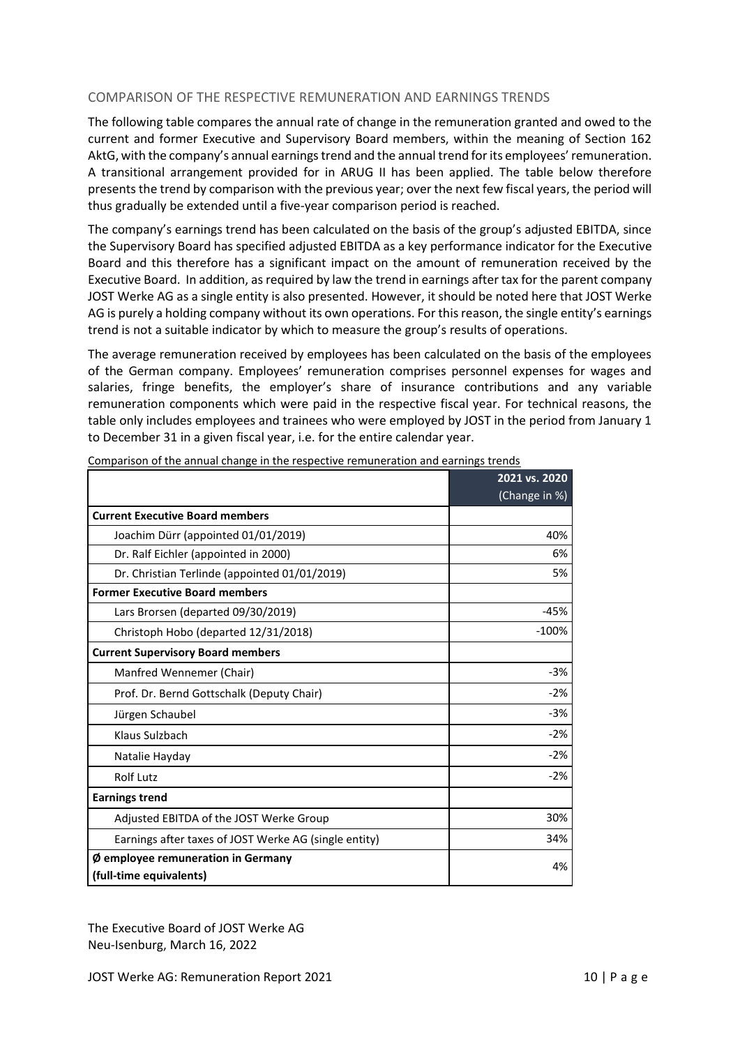## COMPARISON OF THE RESPECTIVE REMUNERATION AND EARNINGS TRENDS

The following table compares the annual rate of change in the remuneration granted and owed to the current and former Executive and Supervisory Board members, within the meaning of Section 162 AktG, with the company's annual earnings trend and the annual trend for its employees' remuneration. A transitional arrangement provided for in ARUG II has been applied. The table below therefore presents the trend by comparison with the previous year; over the next few fiscal years, the period will thus gradually be extended until a five-year comparison period is reached.

The company's earnings trend has been calculated on the basis of the group's adjusted EBITDA, since the Supervisory Board has specified adjusted EBITDA as a key performance indicator for the Executive Board and this therefore has a significant impact on the amount of remuneration received by the Executive Board. In addition, as required by law the trend in earnings after tax for the parent company JOST Werke AG as a single entity is also presented. However, it should be noted here that JOST Werke AG is purely a holding company without its own operations. For this reason, the single entity's earnings trend is not a suitable indicator by which to measure the group's results of operations.

The average remuneration received by employees has been calculated on the basis of the employees of the German company. Employees' remuneration comprises personnel expenses for wages and salaries, fringe benefits, the employer's share of insurance contributions and any variable remuneration components which were paid in the respective fiscal year. For technical reasons, the table only includes employees and trainees who were employed by JOST in the period from January 1 to December 31 in a given fiscal year, i.e. for the entire calendar year.

Comparison of the annual change in the respective remuneration and earnings trends

| | **2021 vs. 2020** (Change in %) |
|---|---|
| **Current Executive Board members** | |
| Joachim Dürr (appointed 01/01/2019) | 40% |
| Dr. Ralf Eichler (appointed in 2000) | 6% |
| Dr. Christian Terlinde (appointed 01/01/2019) | 5% |
| **Former Executive Board members** | |
| Lars Brorsen (departed 09/30/2019) | -45% |
| Christoph Hobo (departed 12/31/2018) | -100% |
| **Current Supervisory Board members** | |
| Manfred Wennemer (Chair) | -3% |
| Prof. Dr. Bernd Gottschalk (Deputy Chair) | -2% |
| Jürgen Schaubel | -3% |
| Klaus Sulzbach | -2% |
| Natalie Hayday | -2% |
| Rolf Lutz | -2% |
| **Earnings trend** | |
| Adjusted EBITDA of the JOST Werke Group | 30% |
| Earnings after taxes of JOST Werke AG (single entity) | 34% |
| **Ø employee remuneration in Germany (full-time equivalents)** | 4% |

The Executive Board of JOST Werke AG
Neu-Isenburg, March 16, 2022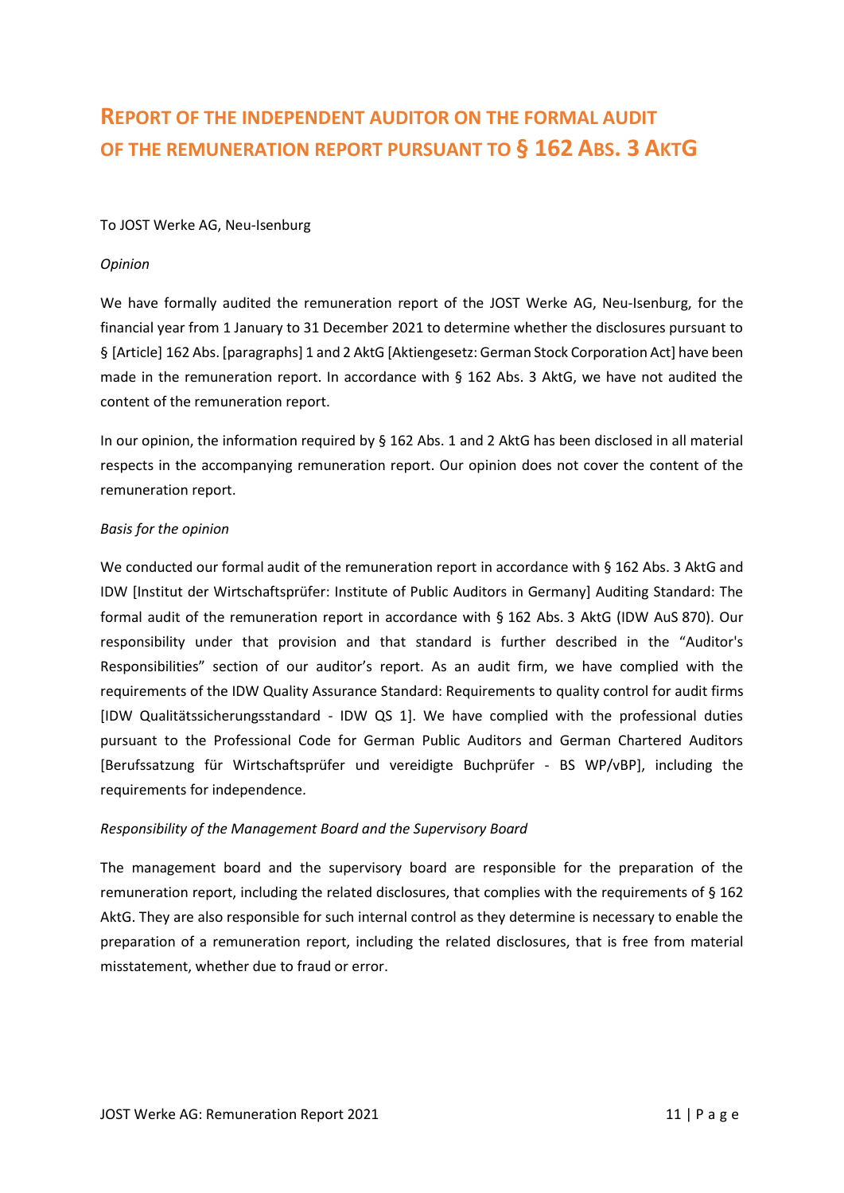# REPORT OF THE INDEPENDENT AUDITOR ON THE FORMAL AUDIT OF THE REMUNERATION REPORT PURSUANT TO § 162 ABS. 3 AKTG

To JOST Werke AG, Neu-Isenburg

*Opinion*

We have formally audited the remuneration report of the JOST Werke AG, Neu-Isenburg, for the financial year from 1 January to 31 December 2021 to determine whether the disclosures pursuant to § [Article] 162 Abs. [paragraphs] 1 and 2 AktG [Aktiengesetz: German Stock Corporation Act] have been made in the remuneration report. In accordance with § 162 Abs. 3 AktG, we have not audited the content of the remuneration report.

In our opinion, the information required by § 162 Abs. 1 and 2 AktG has been disclosed in all material respects in the accompanying remuneration report. Our opinion does not cover the content of the remuneration report.

*Basis for the opinion*

We conducted our formal audit of the remuneration report in accordance with § 162 Abs. 3 AktG and IDW [Institut der Wirtschaftsprüfer: Institute of Public Auditors in Germany] Auditing Standard: The formal audit of the remuneration report in accordance with § 162 Abs. 3 AktG (IDW AuS 870). Our responsibility under that provision and that standard is further described in the "Auditor's Responsibilities" section of our auditor's report. As an audit firm, we have complied with the requirements of the IDW Quality Assurance Standard: Requirements to quality control for audit firms [IDW Qualitätssicherungsstandard - IDW QS 1]. We have complied with the professional duties pursuant to the Professional Code for German Public Auditors and German Chartered Auditors [Berufssatzung für Wirtschaftsprüfer und vereidigte Buchprüfer - BS WP/vBP], including the requirements for independence.

*Responsibility of the Management Board and the Supervisory Board*

The management board and the supervisory board are responsible for the preparation of the remuneration report, including the related disclosures, that complies with the requirements of § 162 AktG. They are also responsible for such internal control as they determine is necessary to enable the preparation of a remuneration report, including the related disclosures, that is free from material misstatement, whether due to fraud or error.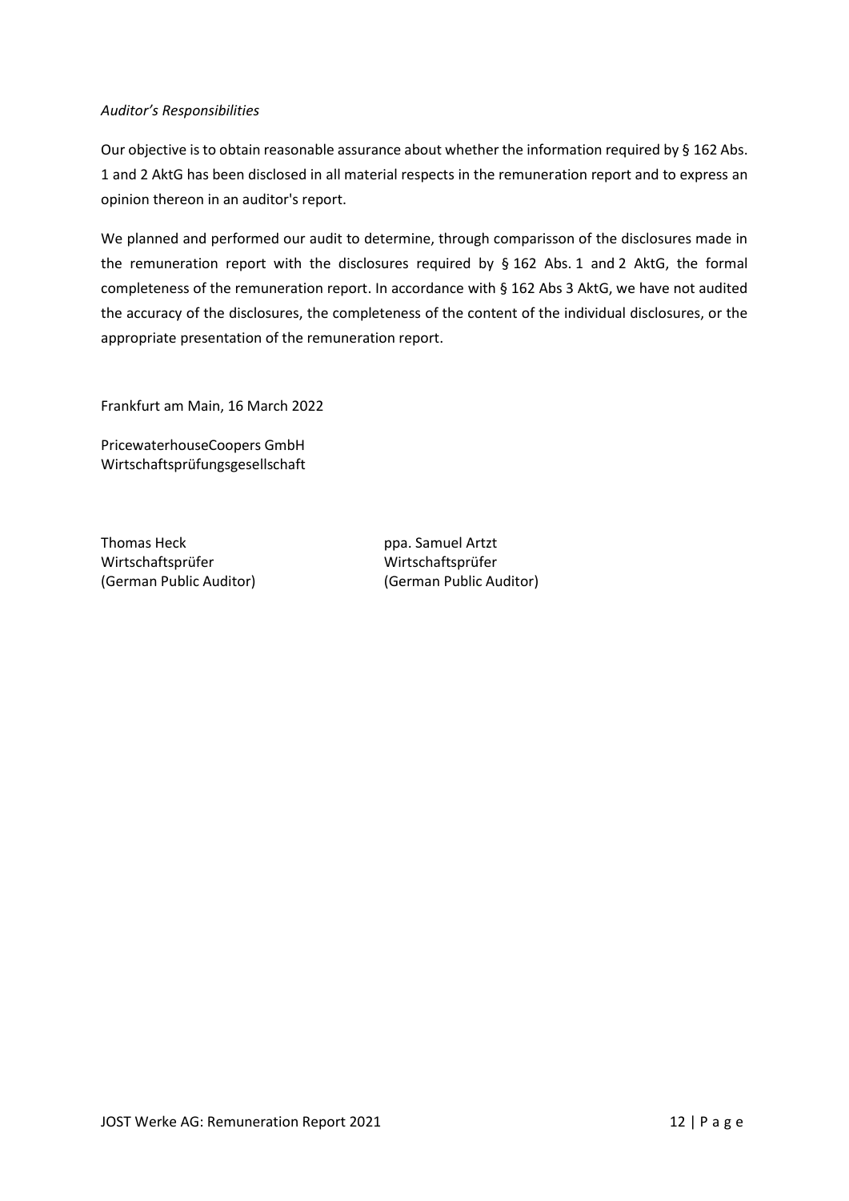*Auditor's Responsibilities*

Our objective is to obtain reasonable assurance about whether the information required by § 162 Abs. 1 and 2 AktG has been disclosed in all material respects in the remuneration report and to express an opinion thereon in an auditor's report.

We planned and performed our audit to determine, through comparisson of the disclosures made in the remuneration report with the disclosures required by § 162 Abs. 1 and 2 AktG, the formal completeness of the remuneration report. In accordance with § 162 Abs 3 AktG, we have not audited the accuracy of the disclosures, the completeness of the content of the individual disclosures, or the appropriate presentation of the remuneration report.

Frankfurt am Main, 16 March 2022

PricewaterhouseCoopers GmbH
Wirtschaftsprüfungsgesellschaft

Thomas Heck
Wirtschaftsprüfer
(German Public Auditor)

ppa. Samuel Artzt
Wirtschaftsprüfer
(German Public Auditor)